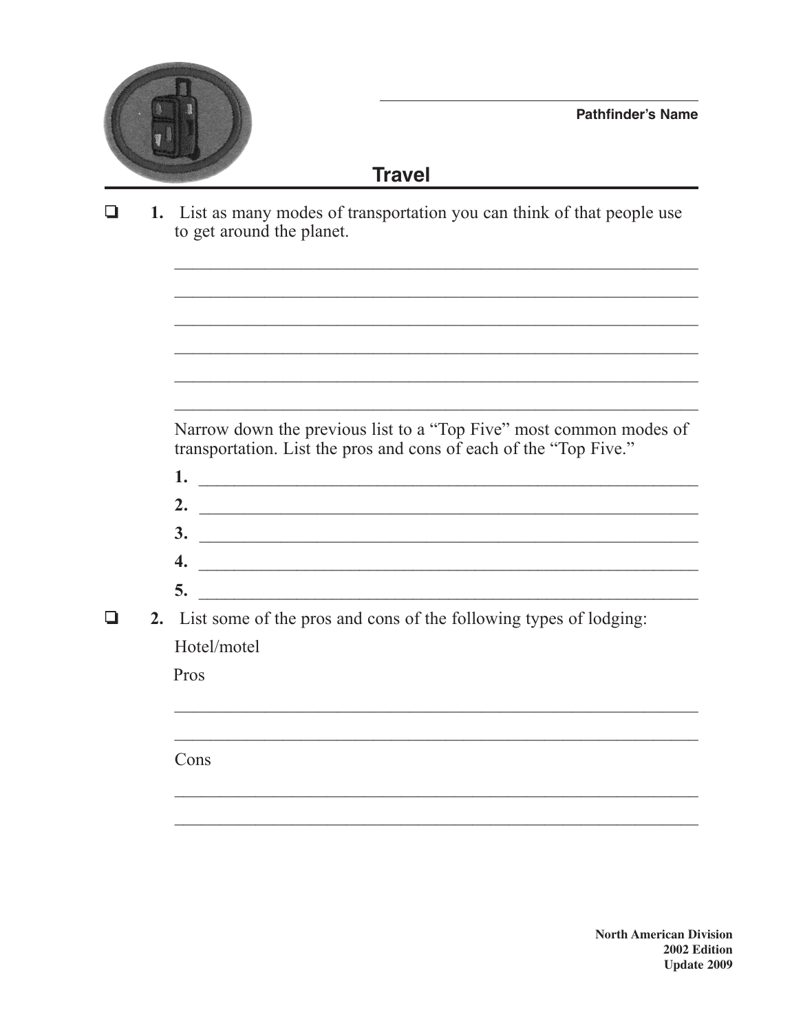Pathfinder's Name

# Travel

- [ ] **1.** List as many modes of transportation you can think of that people use to get around the planet.

Narrow down the previous list to a "Top Five" most common modes of transportation. List the pros and cons of each of the "Top Five."

**1.**

**2.**

**3.**

**4.**

**5.**

- [ ] **2.** List some of the pros and cons of the following types of lodging:

Hotel/motel

Pros

Cons

**North American Division**
**2002 Edition**
**Update 2009**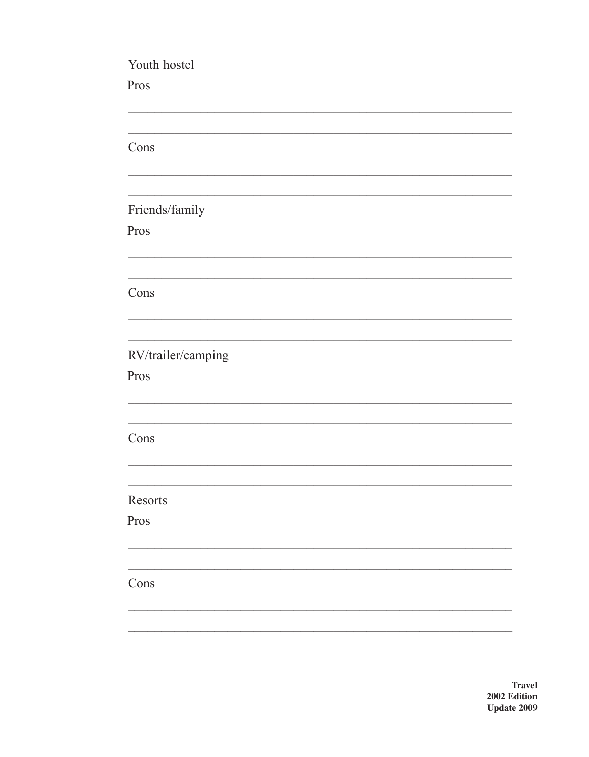Youth hostel

Pros

_______________________________________________________________

_______________________________________________________________

Cons

_______________________________________________________________

_______________________________________________________________

Friends/family

Pros

_______________________________________________________________

_______________________________________________________________

Cons

_______________________________________________________________

_______________________________________________________________

RV/trailer/camping

Pros

_______________________________________________________________

_______________________________________________________________

Cons

_______________________________________________________________

_______________________________________________________________

Resorts

Pros

_______________________________________________________________

_______________________________________________________________

Cons

_______________________________________________________________

_______________________________________________________________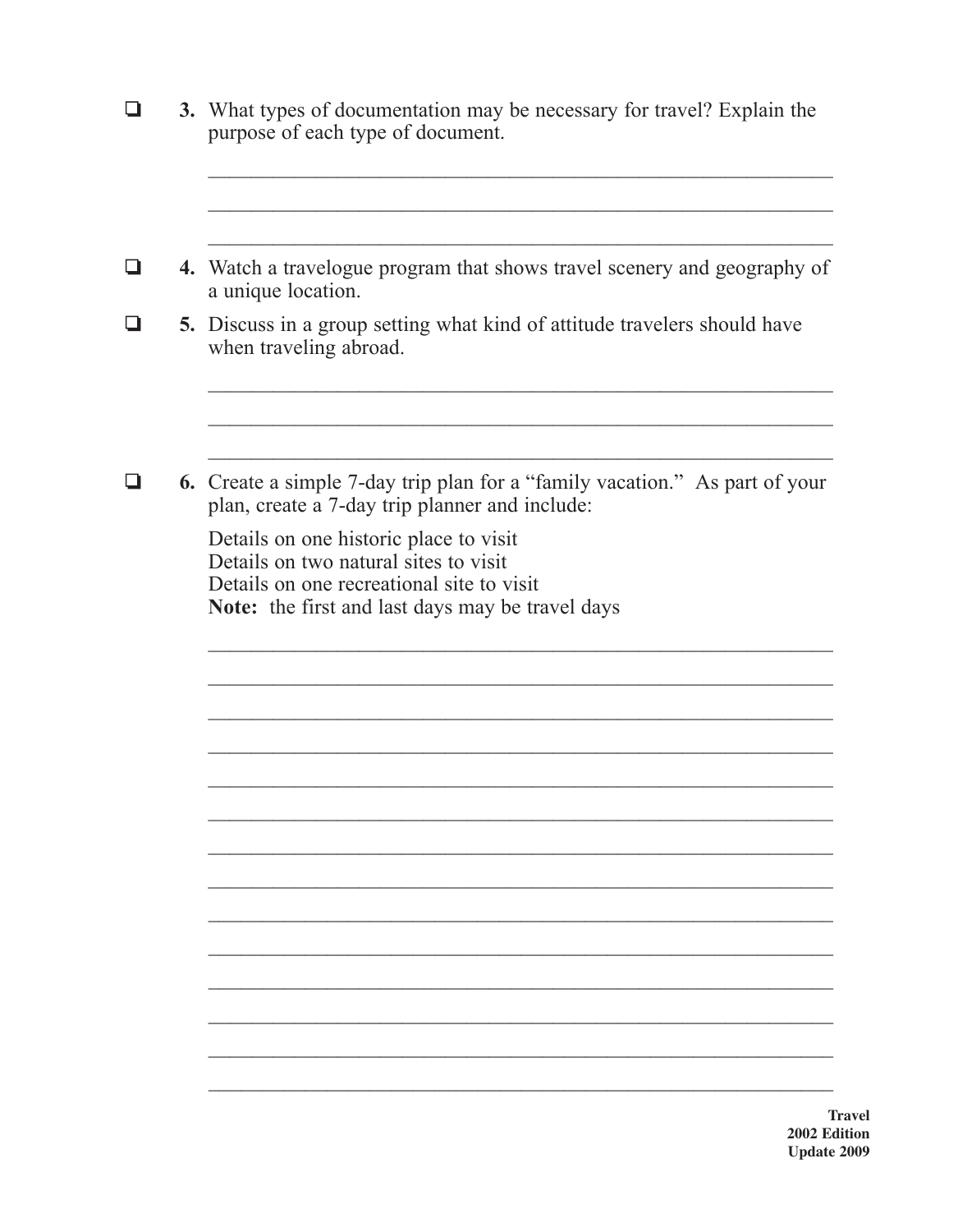- ❏ **3.** What types of documentation may be necessary for travel? Explain the purpose of each type of document.

  ______________________________________________________________

  ______________________________________________________________

  ______________________________________________________________

- ❏ **4.** Watch a travelogue program that shows travel scenery and geography of a unique location.

- ❏ **5.** Discuss in a group setting what kind of attitude travelers should have when traveling abroad.

  ______________________________________________________________

  ______________________________________________________________

  ______________________________________________________________

- ❏ **6.** Create a simple 7-day trip plan for a "family vacation." As part of your plan, create a 7-day trip planner and include:

  Details on one historic place to visit
  Details on two natural sites to visit
  Details on one recreational site to visit
  **Note:** the first and last days may be travel days

  ______________________________________________________________

  ______________________________________________________________

  ______________________________________________________________

  ______________________________________________________________

  ______________________________________________________________

  ______________________________________________________________

  ______________________________________________________________

  ______________________________________________________________

  ______________________________________________________________

  ______________________________________________________________

  ______________________________________________________________

  ______________________________________________________________

  ______________________________________________________________

  ______________________________________________________________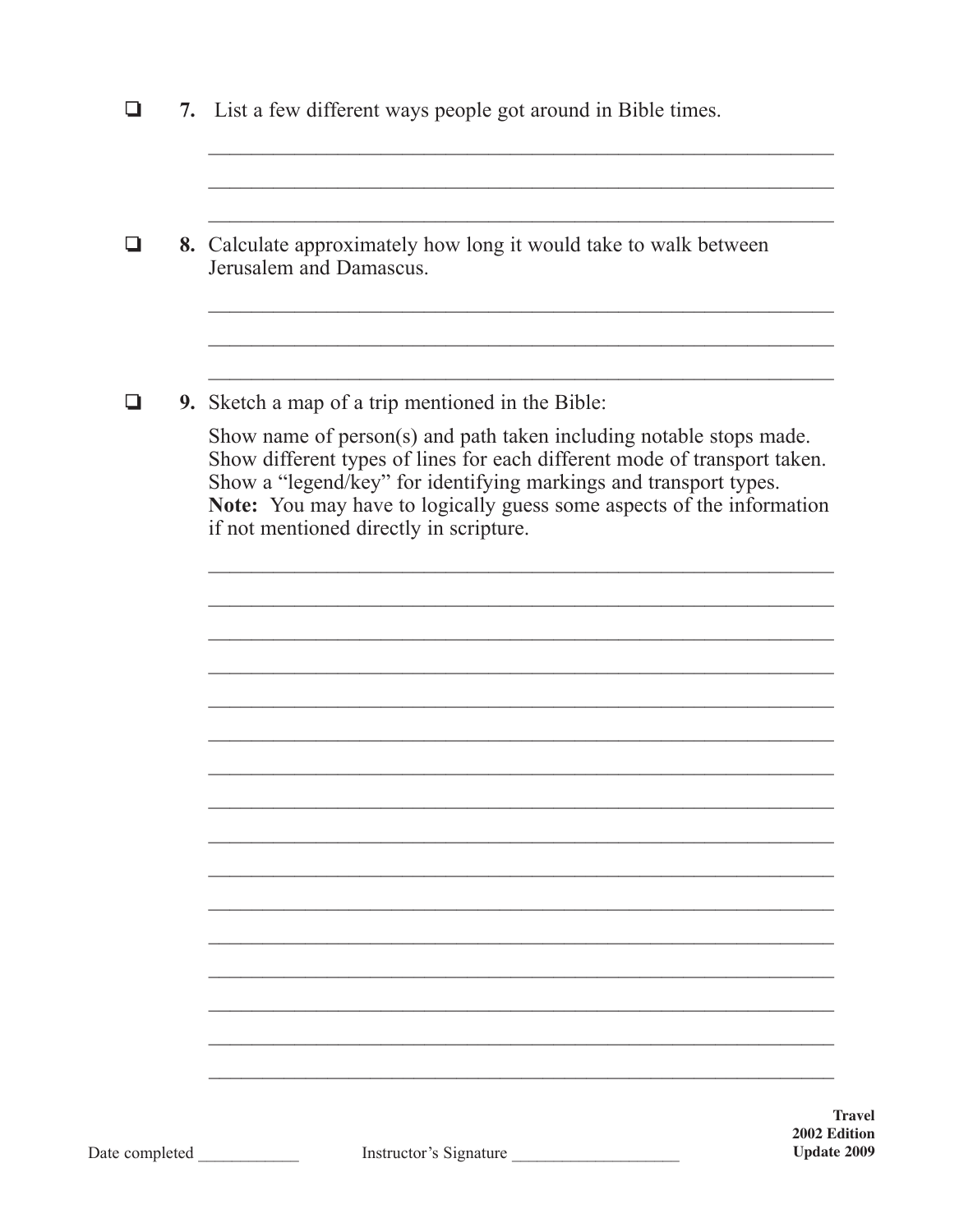- [ ] **7.** List a few different ways people got around in Bible times.

_______________________________________________________________

_______________________________________________________________

_______________________________________________________________

- [ ] **8.** Calculate approximately how long it would take to walk between Jerusalem and Damascus.

_______________________________________________________________

_______________________________________________________________

_______________________________________________________________

- [ ] **9.** Sketch a map of a trip mentioned in the Bible:

  Show name of person(s) and path taken including notable stops made. Show different types of lines for each different mode of transport taken. Show a "legend/key" for identifying markings and transport types. **Note:** You may have to logically guess some aspects of the information if not mentioned directly in scripture.

_______________________________________________________________

_______________________________________________________________

_______________________________________________________________

_______________________________________________________________

_______________________________________________________________

_______________________________________________________________

_______________________________________________________________

_______________________________________________________________

_______________________________________________________________

_______________________________________________________________

_______________________________________________________________

_______________________________________________________________

_______________________________________________________________

_______________________________________________________________

_______________________________________________________________

_______________________________________________________________

Date completed ____________ Instructor's Signature ____________________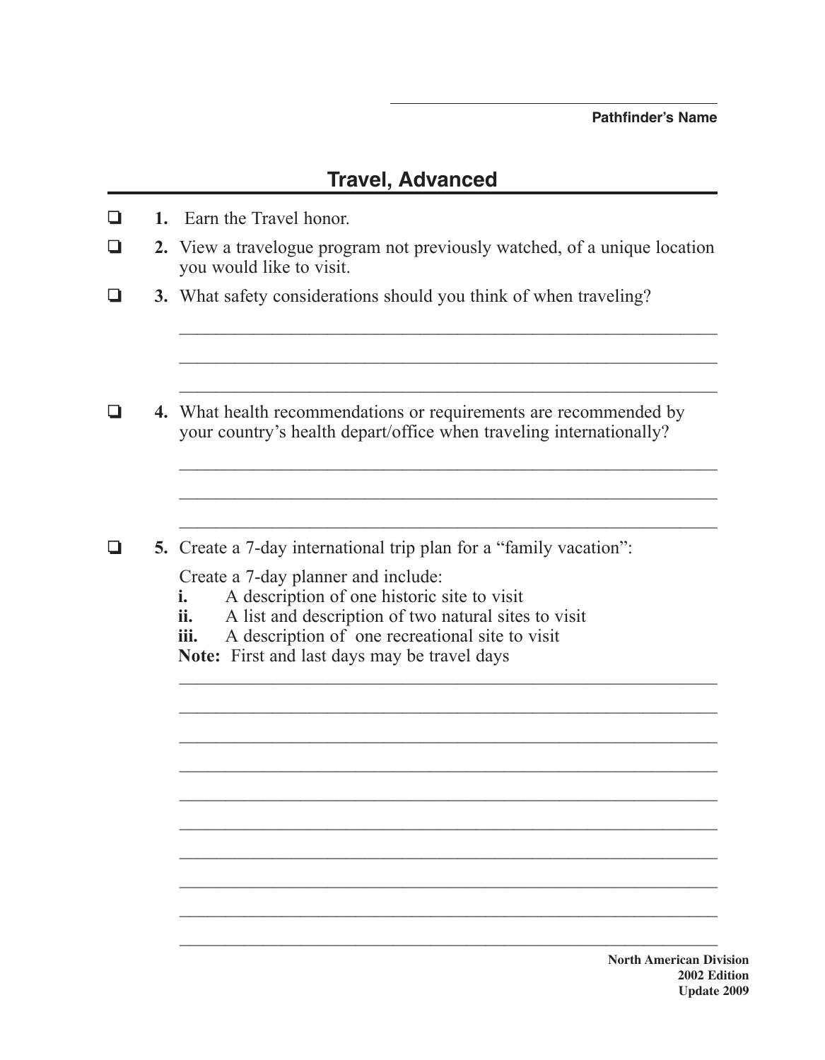Pathfinder's Name

## Travel, Advanced

- [ ] **1.** Earn the Travel honor.
- [ ] **2.** View a travelogue program not previously watched, of a unique location you would like to visit.
- [ ] **3.** What safety considerations should you think of when traveling?

_______________________________________________

_______________________________________________

_______________________________________________

- [ ] **4.** What health recommendations or requirements are recommended by your country's health depart/office when traveling internationally?

_______________________________________________

_______________________________________________

_______________________________________________

- [ ] **5.** Create a 7-day international trip plan for a "family vacation":

  Create a 7-day planner and include:
  **i.** A description of one historic site to visit
  **ii.** A list and description of two natural sites to visit
  **iii.** A description of one recreational site to visit
  **Note:** First and last days may be travel days

_______________________________________________

_______________________________________________

_______________________________________________

_______________________________________________

_______________________________________________

_______________________________________________

_______________________________________________

_______________________________________________

_______________________________________________

_______________________________________________

**North American Division**
**2002 Edition**
**Update 2009**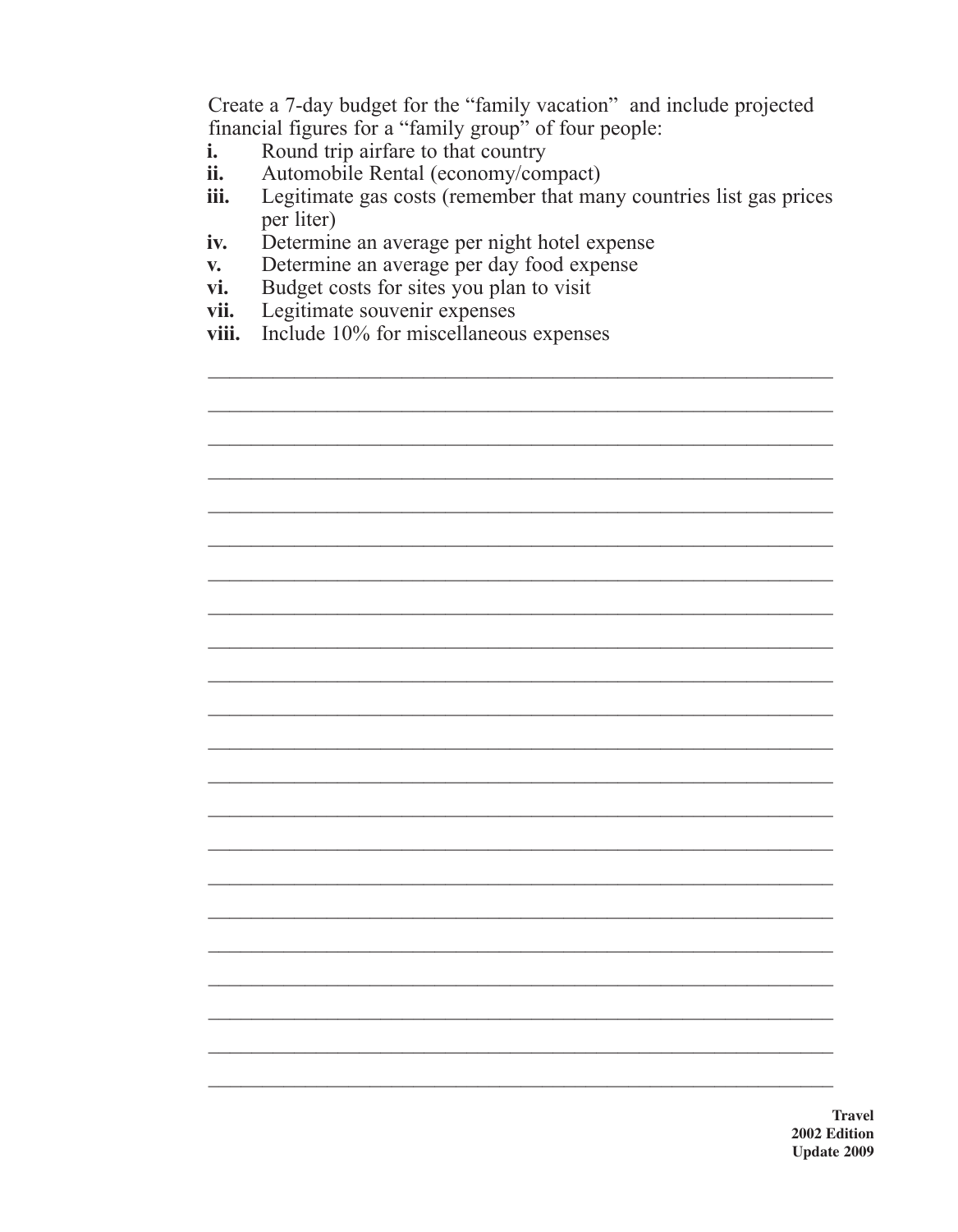Create a 7-day budget for the "family vacation" and include projected financial figures for a "family group" of four people:

- **i.** Round trip airfare to that country
- **ii.** Automobile Rental (economy/compact)
- **iii.** Legitimate gas costs (remember that many countries list gas prices per liter)
- **iv.** Determine an average per night hotel expense
- **v.** Determine an average per day food expense
- **vi.** Budget costs for sites you plan to visit
- **vii.** Legitimate souvenir expenses
- **viii.** Include 10% for miscellaneous expenses

______________________________________________________________

______________________________________________________________

______________________________________________________________

______________________________________________________________

______________________________________________________________

______________________________________________________________

______________________________________________________________

______________________________________________________________

______________________________________________________________

______________________________________________________________

______________________________________________________________

______________________________________________________________

______________________________________________________________

______________________________________________________________

______________________________________________________________

______________________________________________________________

______________________________________________________________

______________________________________________________________

______________________________________________________________

______________________________________________________________

______________________________________________________________

______________________________________________________________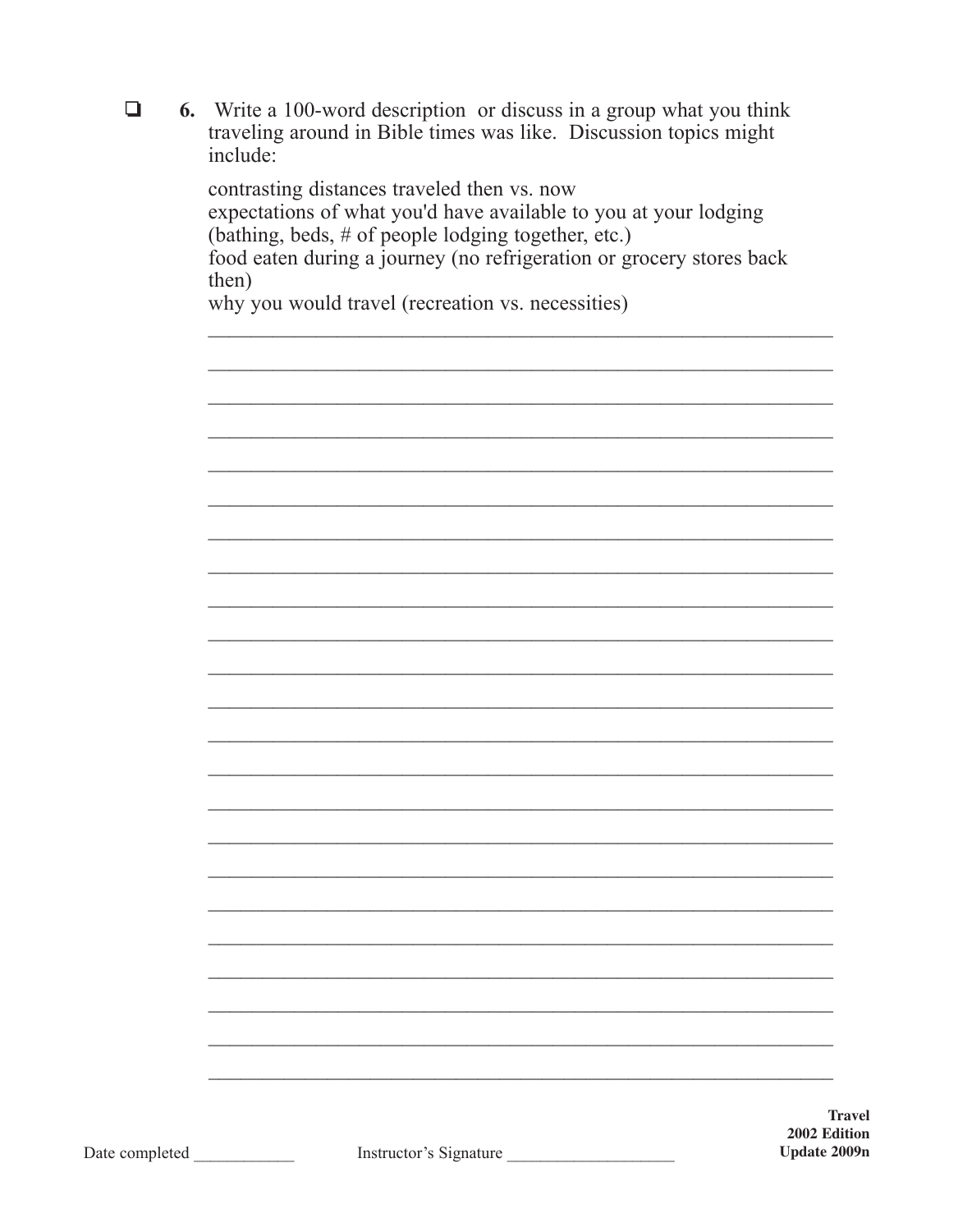❑ **6.** Write a 100-word description or discuss in a group what you think traveling around in Bible times was like. Discussion topics might include:

contrasting distances traveled then vs. now
expectations of what you'd have available to you at your lodging (bathing, beds, # of people lodging together, etc.)
food eaten during a journey (no refrigeration or grocery stores back then)
why you would travel (recreation vs. necessities)

\_\_\_\_\_\_\_\_\_\_\_\_\_\_\_\_\_\_\_\_\_\_\_\_\_\_\_\_\_\_\_\_\_\_\_\_\_\_\_\_\_\_\_\_\_\_\_\_\_\_\_\_\_\_\_\_\_\_\_\_

\_\_\_\_\_\_\_\_\_\_\_\_\_\_\_\_\_\_\_\_\_\_\_\_\_\_\_\_\_\_\_\_\_\_\_\_\_\_\_\_\_\_\_\_\_\_\_\_\_\_\_\_\_\_\_\_\_\_\_\_

\_\_\_\_\_\_\_\_\_\_\_\_\_\_\_\_\_\_\_\_\_\_\_\_\_\_\_\_\_\_\_\_\_\_\_\_\_\_\_\_\_\_\_\_\_\_\_\_\_\_\_\_\_\_\_\_\_\_\_\_

\_\_\_\_\_\_\_\_\_\_\_\_\_\_\_\_\_\_\_\_\_\_\_\_\_\_\_\_\_\_\_\_\_\_\_\_\_\_\_\_\_\_\_\_\_\_\_\_\_\_\_\_\_\_\_\_\_\_\_\_

\_\_\_\_\_\_\_\_\_\_\_\_\_\_\_\_\_\_\_\_\_\_\_\_\_\_\_\_\_\_\_\_\_\_\_\_\_\_\_\_\_\_\_\_\_\_\_\_\_\_\_\_\_\_\_\_\_\_\_\_

\_\_\_\_\_\_\_\_\_\_\_\_\_\_\_\_\_\_\_\_\_\_\_\_\_\_\_\_\_\_\_\_\_\_\_\_\_\_\_\_\_\_\_\_\_\_\_\_\_\_\_\_\_\_\_\_\_\_\_\_

\_\_\_\_\_\_\_\_\_\_\_\_\_\_\_\_\_\_\_\_\_\_\_\_\_\_\_\_\_\_\_\_\_\_\_\_\_\_\_\_\_\_\_\_\_\_\_\_\_\_\_\_\_\_\_\_\_\_\_\_

\_\_\_\_\_\_\_\_\_\_\_\_\_\_\_\_\_\_\_\_\_\_\_\_\_\_\_\_\_\_\_\_\_\_\_\_\_\_\_\_\_\_\_\_\_\_\_\_\_\_\_\_\_\_\_\_\_\_\_\_

\_\_\_\_\_\_\_\_\_\_\_\_\_\_\_\_\_\_\_\_\_\_\_\_\_\_\_\_\_\_\_\_\_\_\_\_\_\_\_\_\_\_\_\_\_\_\_\_\_\_\_\_\_\_\_\_\_\_\_\_

\_\_\_\_\_\_\_\_\_\_\_\_\_\_\_\_\_\_\_\_\_\_\_\_\_\_\_\_\_\_\_\_\_\_\_\_\_\_\_\_\_\_\_\_\_\_\_\_\_\_\_\_\_\_\_\_\_\_\_\_

\_\_\_\_\_\_\_\_\_\_\_\_\_\_\_\_\_\_\_\_\_\_\_\_\_\_\_\_\_\_\_\_\_\_\_\_\_\_\_\_\_\_\_\_\_\_\_\_\_\_\_\_\_\_\_\_\_\_\_\_

\_\_\_\_\_\_\_\_\_\_\_\_\_\_\_\_\_\_\_\_\_\_\_\_\_\_\_\_\_\_\_\_\_\_\_\_\_\_\_\_\_\_\_\_\_\_\_\_\_\_\_\_\_\_\_\_\_\_\_\_

\_\_\_\_\_\_\_\_\_\_\_\_\_\_\_\_\_\_\_\_\_\_\_\_\_\_\_\_\_\_\_\_\_\_\_\_\_\_\_\_\_\_\_\_\_\_\_\_\_\_\_\_\_\_\_\_\_\_\_\_

\_\_\_\_\_\_\_\_\_\_\_\_\_\_\_\_\_\_\_\_\_\_\_\_\_\_\_\_\_\_\_\_\_\_\_\_\_\_\_\_\_\_\_\_\_\_\_\_\_\_\_\_\_\_\_\_\_\_\_\_

\_\_\_\_\_\_\_\_\_\_\_\_\_\_\_\_\_\_\_\_\_\_\_\_\_\_\_\_\_\_\_\_\_\_\_\_\_\_\_\_\_\_\_\_\_\_\_\_\_\_\_\_\_\_\_\_\_\_\_\_

\_\_\_\_\_\_\_\_\_\_\_\_\_\_\_\_\_\_\_\_\_\_\_\_\_\_\_\_\_\_\_\_\_\_\_\_\_\_\_\_\_\_\_\_\_\_\_\_\_\_\_\_\_\_\_\_\_\_\_\_

\_\_\_\_\_\_\_\_\_\_\_\_\_\_\_\_\_\_\_\_\_\_\_\_\_\_\_\_\_\_\_\_\_\_\_\_\_\_\_\_\_\_\_\_\_\_\_\_\_\_\_\_\_\_\_\_\_\_\_\_

\_\_\_\_\_\_\_\_\_\_\_\_\_\_\_\_\_\_\_\_\_\_\_\_\_\_\_\_\_\_\_\_\_\_\_\_\_\_\_\_\_\_\_\_\_\_\_\_\_\_\_\_\_\_\_\_\_\_\_\_

\_\_\_\_\_\_\_\_\_\_\_\_\_\_\_\_\_\_\_\_\_\_\_\_\_\_\_\_\_\_\_\_\_\_\_\_\_\_\_\_\_\_\_\_\_\_\_\_\_\_\_\_\_\_\_\_\_\_\_\_

\_\_\_\_\_\_\_\_\_\_\_\_\_\_\_\_\_\_\_\_\_\_\_\_\_\_\_\_\_\_\_\_\_\_\_\_\_\_\_\_\_\_\_\_\_\_\_\_\_\_\_\_\_\_\_\_\_\_\_\_

\_\_\_\_\_\_\_\_\_\_\_\_\_\_\_\_\_\_\_\_\_\_\_\_\_\_\_\_\_\_\_\_\_\_\_\_\_\_\_\_\_\_\_\_\_\_\_\_\_\_\_\_\_\_\_\_\_\_\_\_

\_\_\_\_\_\_\_\_\_\_\_\_\_\_\_\_\_\_\_\_\_\_\_\_\_\_\_\_\_\_\_\_\_\_\_\_\_\_\_\_\_\_\_\_\_\_\_\_\_\_\_\_\_\_\_\_\_\_\_\_

\_\_\_\_\_\_\_\_\_\_\_\_\_\_\_\_\_\_\_\_\_\_\_\_\_\_\_\_\_\_\_\_\_\_\_\_\_\_\_\_\_\_\_\_\_\_\_\_\_\_\_\_\_\_\_\_\_\_\_\_

\_\_\_\_\_\_\_\_\_\_\_\_\_\_\_\_\_\_\_\_\_\_\_\_\_\_\_\_\_\_\_\_\_\_\_\_\_\_\_\_\_\_\_\_\_\_\_\_\_\_\_\_\_\_\_\_\_\_\_\_

Date completed \_\_\_\_\_\_\_\_\_\_\_\_ Instructor's Signature \_\_\_\_\_\_\_\_\_\_\_\_\_\_\_\_\_\_\_\_